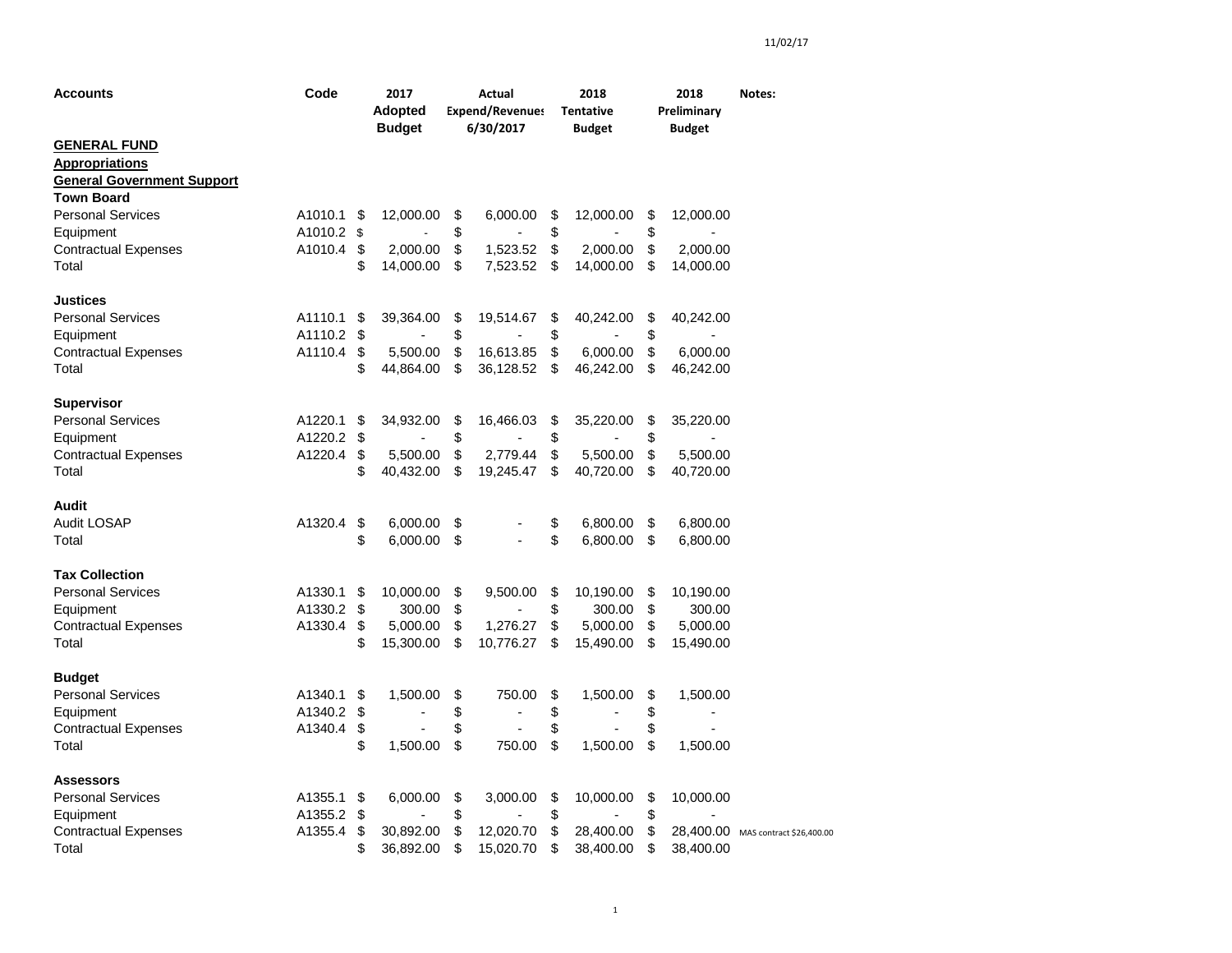11/02/17

| Accounts | Code | 2017 Adopted Budget | Actual Expend/Revenues 6/30/2017 | 2018 Tentative Budget | 2018 Preliminary Budget | Notes: |
|---|---|---|---|---|---|---|
| **GENERAL FUND** | | | | | | |
| **Appropriations** | | | | | | |
| **General Government Support** | | | | | | |
| **Town Board** | | | | | | |
| Personal Services | A1010.1 | $ 12,000.00 | $ 6,000.00 | $ 12,000.00 | $ 12,000.00 | |
| Equipment | A1010.2 | $ - | $ - | $ - | $ - | |
| Contractual Expenses | A1010.4 | $ 2,000.00 | $ 1,523.52 | $ 2,000.00 | $ 2,000.00 | |
| Total | | $ 14,000.00 | $ 7,523.52 | $ 14,000.00 | $ 14,000.00 | |
| | | | | | | |
| **Justices** | | | | | | |
| Personal Services | A1110.1 | $ 39,364.00 | $ 19,514.67 | $ 40,242.00 | $ 40,242.00 | |
| Equipment | A1110.2 | $ - | $ - | $ - | $ - | |
| Contractual Expenses | A1110.4 | $ 5,500.00 | $ 16,613.85 | $ 6,000.00 | $ 6,000.00 | |
| Total | | $ 44,864.00 | $ 36,128.52 | $ 46,242.00 | $ 46,242.00 | |
| | | | | | | |
| **Supervisor** | | | | | | |
| Personal Services | A1220.1 | $ 34,932.00 | $ 16,466.03 | $ 35,220.00 | $ 35,220.00 | |
| Equipment | A1220.2 | $ - | $ - | $ - | $ - | |
| Contractual Expenses | A1220.4 | $ 5,500.00 | $ 2,779.44 | $ 5,500.00 | $ 5,500.00 | |
| Total | | $ 40,432.00 | $ 19,245.47 | $ 40,720.00 | $ 40,720.00 | |
| | | | | | | |
| **Audit** | | | | | | |
| Audit LOSAP | A1320.4 | $ 6,000.00 | $ - | $ 6,800.00 | $ 6,800.00 | |
| Total | | $ 6,000.00 | $ - | $ 6,800.00 | $ 6,800.00 | |
| | | | | | | |
| **Tax Collection** | | | | | | |
| Personal Services | A1330.1 | $ 10,000.00 | $ 9,500.00 | $ 10,190.00 | $ 10,190.00 | |
| Equipment | A1330.2 | $ 300.00 | $ - | $ 300.00 | $ 300.00 | |
| Contractual Expenses | A1330.4 | $ 5,000.00 | $ 1,276.27 | $ 5,000.00 | $ 5,000.00 | |
| Total | | $ 15,300.00 | $ 10,776.27 | $ 15,490.00 | $ 15,490.00 | |
| | | | | | | |
| **Budget** | | | | | | |
| Personal Services | A1340.1 | $ 1,500.00 | $ 750.00 | $ 1,500.00 | $ 1,500.00 | |
| Equipment | A1340.2 | $ - | $ - | $ - | $ - | |
| Contractual Expenses | A1340.4 | $ - | $ - | $ - | $ - | |
| Total | | $ 1,500.00 | $ 750.00 | $ 1,500.00 | $ 1,500.00 | |
| | | | | | | |
| **Assessors** | | | | | | |
| Personal Services | A1355.1 | $ 6,000.00 | $ 3,000.00 | $ 10,000.00 | $ 10,000.00 | |
| Equipment | A1355.2 | $ - | $ - | $ - | $ - | |
| Contractual Expenses | A1355.4 | $ 30,892.00 | $ 12,020.70 | $ 28,400.00 | $ 28,400.00 | MAS contract $26,400.00 |
| Total | | $ 36,892.00 | $ 15,020.70 | $ 38,400.00 | $ 38,400.00 | |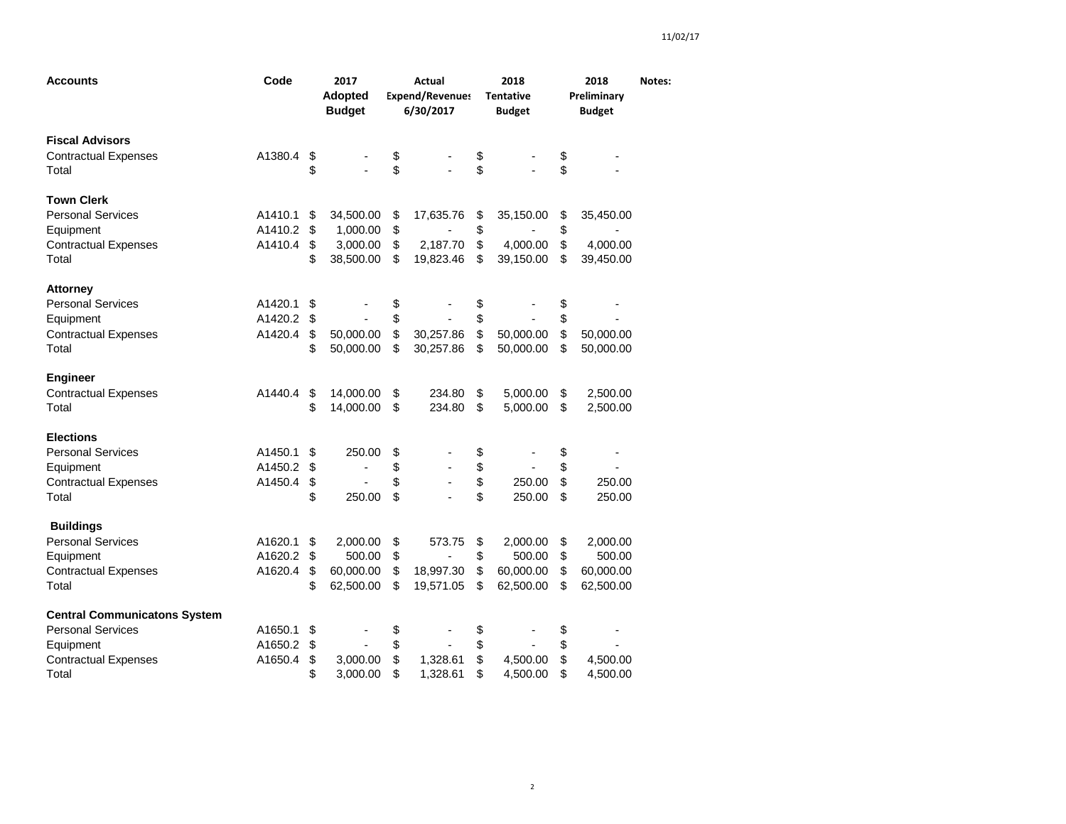11/02/17

| Accounts | Code | 2017 Adopted Budget | Actual Expend/Revenues 6/30/2017 | 2018 Tentative Budget | 2018 Preliminary Budget | Notes: |
|---|---|---|---|---|---|---|
| **Fiscal Advisors** | | | | | | |
| Contractual Expenses | A1380.4 | $ - | $ - | $ - | $ - | |
| Total | | $ - | $ - | $ - | $ - | |
| **Town Clerk** | | | | | | |
| Personal Services | A1410.1 | $ 34,500.00 | $ 17,635.76 | $ 35,150.00 | $ 35,450.00 | |
| Equipment | A1410.2 | $ 1,000.00 | $ - | $ - | $ - | |
| Contractual Expenses | A1410.4 | $ 3,000.00 | $ 2,187.70 | $ 4,000.00 | $ 4,000.00 | |
| Total | | $ 38,500.00 | $ 19,823.46 | $ 39,150.00 | $ 39,450.00 | |
| **Attorney** | | | | | | |
| Personal Services | A1420.1 | $ - | $ - | $ - | $ - | |
| Equipment | A1420.2 | $ - | $ - | $ - | $ - | |
| Contractual Expenses | A1420.4 | $ 50,000.00 | $ 30,257.86 | $ 50,000.00 | $ 50,000.00 | |
| Total | | $ 50,000.00 | $ 30,257.86 | $ 50,000.00 | $ 50,000.00 | |
| **Engineer** | | | | | | |
| Contractual Expenses | A1440.4 | $ 14,000.00 | $ 234.80 | $ 5,000.00 | $ 2,500.00 | |
| Total | | $ 14,000.00 | $ 234.80 | $ 5,000.00 | $ 2,500.00 | |
| **Elections** | | | | | | |
| Personal Services | A1450.1 | $ 250.00 | $ - | $ - | $ - | |
| Equipment | A1450.2 | $ - | $ - | $ - | $ - | |
| Contractual Expenses | A1450.4 | $ - | $ - | $ 250.00 | $ 250.00 | |
| Total | | $ 250.00 | $ - | $ 250.00 | $ 250.00 | |
| **Buildings** | | | | | | |
| Personal Services | A1620.1 | $ 2,000.00 | $ 573.75 | $ 2,000.00 | $ 2,000.00 | |
| Equipment | A1620.2 | $ 500.00 | $ - | $ 500.00 | $ 500.00 | |
| Contractual Expenses | A1620.4 | $ 60,000.00 | $ 18,997.30 | $ 60,000.00 | $ 60,000.00 | |
| Total | | $ 62,500.00 | $ 19,571.05 | $ 62,500.00 | $ 62,500.00 | |
| **Central Communicatons System** | | | | | | |
| Personal Services | A1650.1 | $ - | $ - | $ - | $ - | |
| Equipment | A1650.2 | $ - | $ - | $ - | $ - | |
| Contractual Expenses | A1650.4 | $ 3,000.00 | $ 1,328.61 | $ 4,500.00 | $ 4,500.00 | |
| Total | | $ 3,000.00 | $ 1,328.61 | $ 4,500.00 | $ 4,500.00 | |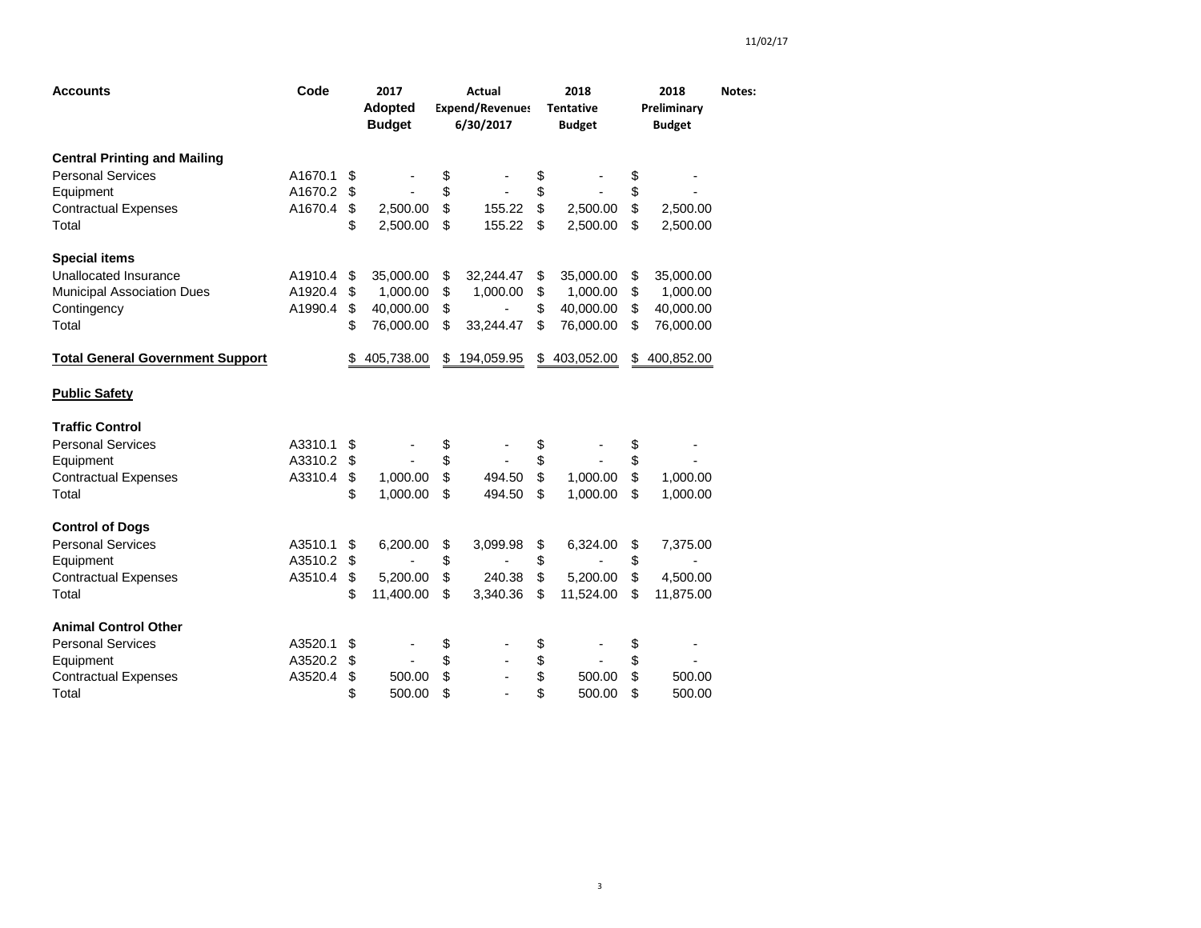| Accounts | Code | 2017 Adopted Budget | Actual Expend/Revenues 6/30/2017 | 2018 Tentative Budget | 2018 Preliminary Budget | Notes: |
|---|---|---|---|---|---|---|
| **Central Printing and Mailing** | | | | | | |
| Personal Services | A1670.1 | $ - | $ - | $ - | $ - | |
| Equipment | A1670.2 | $ - | $ - | $ - | $ - | |
| Contractual Expenses | A1670.4 | $ 2,500.00 | $ 155.22 | $ 2,500.00 | $ 2,500.00 | |
| Total | | $ 2,500.00 | $ 155.22 | $ 2,500.00 | $ 2,500.00 | |
| **Special items** | | | | | | |
| Unallocated Insurance | A1910.4 | $ 35,000.00 | $ 32,244.47 | $ 35,000.00 | $ 35,000.00 | |
| Municipal Association Dues | A1920.4 | $ 1,000.00 | $ 1,000.00 | $ 1,000.00 | $ 1,000.00 | |
| Contingency | A1990.4 | $ 40,000.00 | $ - | $ 40,000.00 | $ 40,000.00 | |
| Total | | $ 76,000.00 | $ 33,244.47 | $ 76,000.00 | $ 76,000.00 | |
| **Total General Government Support** | | $ 405,738.00 | $ 194,059.95 | $ 403,052.00 | $ 400,852.00 | |
| **Public Safety** | | | | | | |
| **Traffic Control** | | | | | | |
| Personal Services | A3310.1 | $ - | $ - | $ - | $ - | |
| Equipment | A3310.2 | $ - | $ - | $ - | $ - | |
| Contractual Expenses | A3310.4 | $ 1,000.00 | $ 494.50 | $ 1,000.00 | $ 1,000.00 | |
| Total | | $ 1,000.00 | $ 494.50 | $ 1,000.00 | $ 1,000.00 | |
| **Control of Dogs** | | | | | | |
| Personal Services | A3510.1 | $ 6,200.00 | $ 3,099.98 | $ 6,324.00 | $ 7,375.00 | |
| Equipment | A3510.2 | $ - | $ - | $ - | $ - | |
| Contractual Expenses | A3510.4 | $ 5,200.00 | $ 240.38 | $ 5,200.00 | $ 4,500.00 | |
| Total | | $ 11,400.00 | $ 3,340.36 | $ 11,524.00 | $ 11,875.00 | |
| **Animal Control Other** | | | | | | |
| Personal Services | A3520.1 | $ - | $ - | $ - | $ - | |
| Equipment | A3520.2 | $ - | $ - | $ - | $ - | |
| Contractual Expenses | A3520.4 | $ 500.00 | $ - | $ 500.00 | $ 500.00 | |
| Total | | $ 500.00 | $ - | $ 500.00 | $ 500.00 | |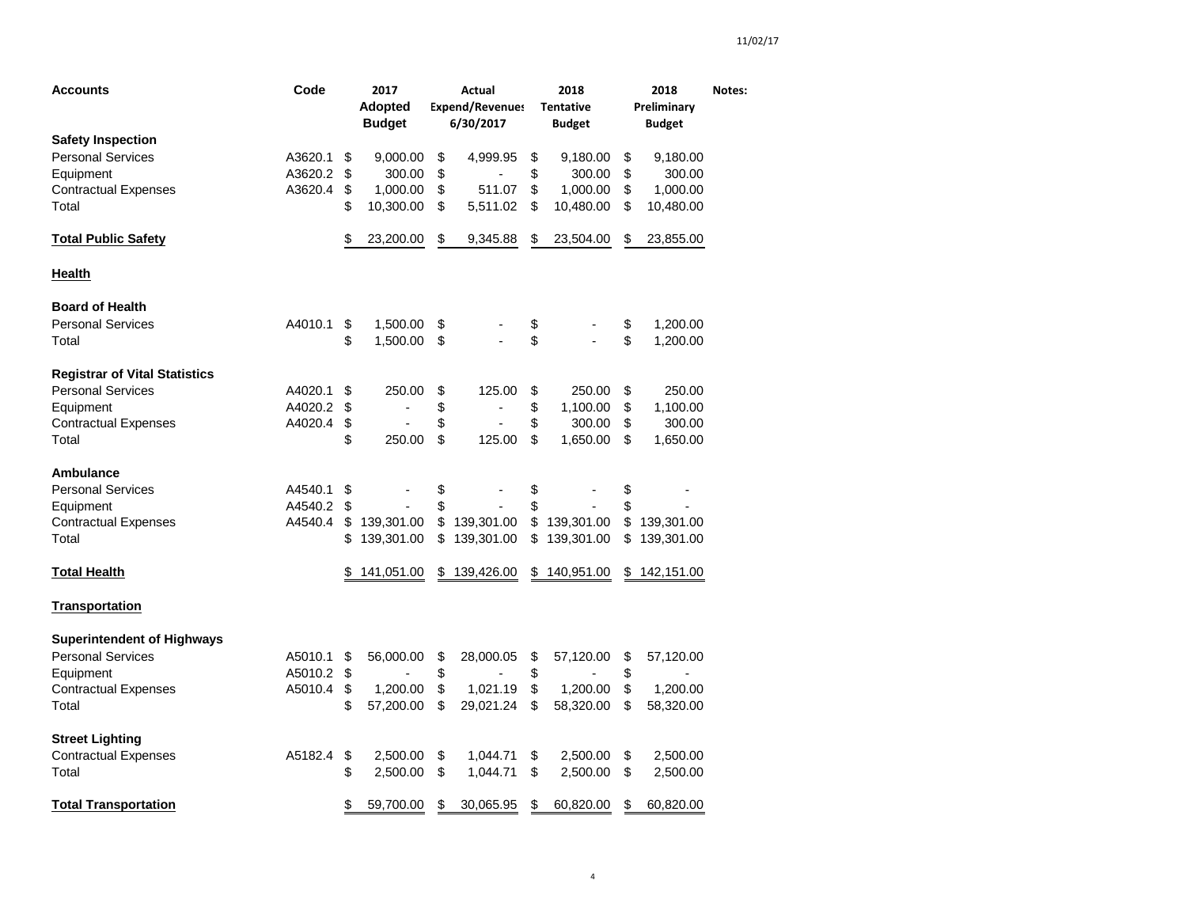| Accounts | Code | 2017 Adopted Budget | Actual Expend/Revenues 6/30/2017 | 2018 Tentative Budget | 2018 Preliminary Budget | Notes: |
|---|---|---|---|---|---|---|
| **Safety Inspection** | | | | | | |
| Personal Services | A3620.1 | $ 9,000.00 | $ 4,999.95 | $ 9,180.00 | $ 9,180.00 | |
| Equipment | A3620.2 | $ 300.00 | $ - | $ 300.00 | $ 300.00 | |
| Contractual Expenses | A3620.4 | $ 1,000.00 | $ 511.07 | $ 1,000.00 | $ 1,000.00 | |
| Total | | $ 10,300.00 | $ 5,511.02 | $ 10,480.00 | $ 10,480.00 | |
| **Total Public Safety** | | $ 23,200.00 | $ 9,345.88 | $ 23,504.00 | $ 23,855.00 | |
| **Health** | | | | | | |
| **Board of Health** | | | | | | |
| Personal Services | A4010.1 | $ 1,500.00 | $ - | $ - | $ 1,200.00 | |
| Total | | $ 1,500.00 | $ - | $ - | $ 1,200.00 | |
| **Registrar of Vital Statistics** | | | | | | |
| Personal Services | A4020.1 | $ 250.00 | $ 125.00 | $ 250.00 | $ 250.00 | |
| Equipment | A4020.2 | $ - | $ - | $ 1,100.00 | $ 1,100.00 | |
| Contractual Expenses | A4020.4 | $ - | $ - | $ 300.00 | $ 300.00 | |
| Total | | $ 250.00 | $ 125.00 | $ 1,650.00 | $ 1,650.00 | |
| **Ambulance** | | | | | | |
| Personal Services | A4540.1 | $ - | $ - | $ - | $ - | |
| Equipment | A4540.2 | $ - | $ - | $ - | $ - | |
| Contractual Expenses | A4540.4 | $ 139,301.00 | $ 139,301.00 | $ 139,301.00 | $ 139,301.00 | |
| Total | | $ 139,301.00 | $ 139,301.00 | $ 139,301.00 | $ 139,301.00 | |
| **Total Health** | | $ 141,051.00 | $ 139,426.00 | $ 140,951.00 | $ 142,151.00 | |
| **Transportation** | | | | | | |
| **Superintendent of Highways** | | | | | | |
| Personal Services | A5010.1 | $ 56,000.00 | $ 28,000.05 | $ 57,120.00 | $ 57,120.00 | |
| Equipment | A5010.2 | $ - | $ - | $ - | $ - | |
| Contractual Expenses | A5010.4 | $ 1,200.00 | $ 1,021.19 | $ 1,200.00 | $ 1,200.00 | |
| Total | | $ 57,200.00 | $ 29,021.24 | $ 58,320.00 | $ 58,320.00 | |
| **Street Lighting** | | | | | | |
| Contractual Expenses | A5182.4 | $ 2,500.00 | $ 1,044.71 | $ 2,500.00 | $ 2,500.00 | |
| Total | | $ 2,500.00 | $ 1,044.71 | $ 2,500.00 | $ 2,500.00 | |
| **Total Transportation** | | $ 59,700.00 | $ 30,065.95 | $ 60,820.00 | $ 60,820.00 | |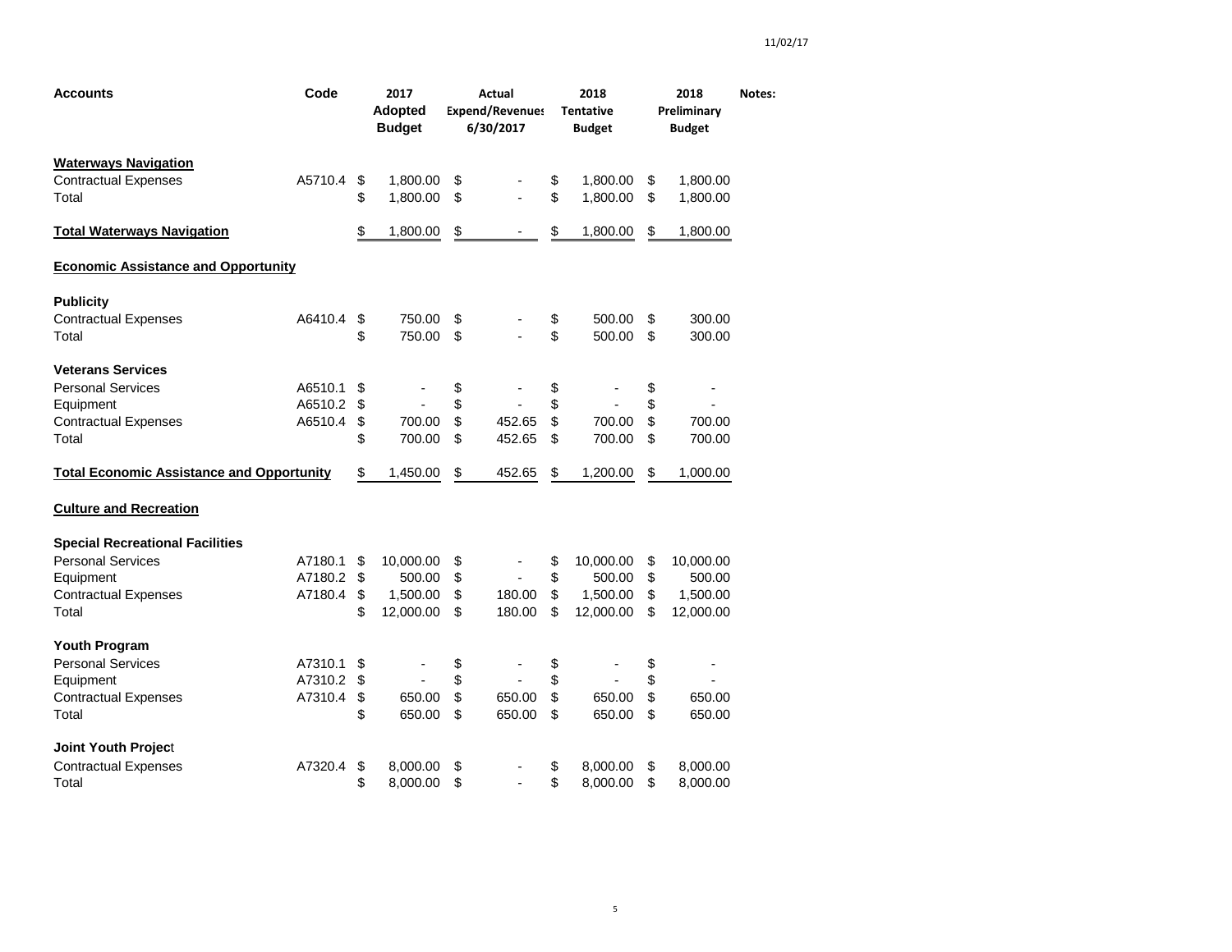| Accounts | Code | 2017 Adopted Budget | Actual Expend/Revenues 6/30/2017 | 2018 Tentative Budget | 2018 Preliminary Budget | Notes: |
|---|---|---|---|---|---|---|
| **Waterways Navigation** | | | | | | |
| Contractual Expenses | A5710.4 | $ 1,800.00 | $ - | $ 1,800.00 | $ 1,800.00 | |
| Total | | $ 1,800.00 | $ - | $ 1,800.00 | $ 1,800.00 | |
| **Total Waterways Navigation** | | $ 1,800.00 | $ - | $ 1,800.00 | $ 1,800.00 | |
| **Economic Assistance and Opportunity** | | | | | | |
| **Publicity** | | | | | | |
| Contractual Expenses | A6410.4 | $ 750.00 | $ - | $ 500.00 | $ 300.00 | |
| Total | | $ 750.00 | $ - | $ 500.00 | $ 300.00 | |
| **Veterans Services** | | | | | | |
| Personal Services | A6510.1 | $ - | $ - | $ - | $ - | |
| Equipment | A6510.2 | $ - | $ - | $ - | $ - | |
| Contractual Expenses | A6510.4 | $ 700.00 | $ 452.65 | $ 700.00 | $ 700.00 | |
| Total | | $ 700.00 | $ 452.65 | $ 700.00 | $ 700.00 | |
| **Total Economic Assistance and Opportunity** | | $ 1,450.00 | $ 452.65 | $ 1,200.00 | $ 1,000.00 | |
| **Culture and Recreation** | | | | | | |
| **Special Recreational Facilities** | | | | | | |
| Personal Services | A7180.1 | $ 10,000.00 | $ - | $ 10,000.00 | $ 10,000.00 | |
| Equipment | A7180.2 | $ 500.00 | $ - | $ 500.00 | $ 500.00 | |
| Contractual Expenses | A7180.4 | $ 1,500.00 | $ 180.00 | $ 1,500.00 | $ 1,500.00 | |
| Total | | $ 12,000.00 | $ 180.00 | $ 12,000.00 | $ 12,000.00 | |
| **Youth Program** | | | | | | |
| Personal Services | A7310.1 | $ - | $ - | $ - | $ - | |
| Equipment | A7310.2 | $ - | $ - | $ - | $ - | |
| Contractual Expenses | A7310.4 | $ 650.00 | $ 650.00 | $ 650.00 | $ 650.00 | |
| Total | | $ 650.00 | $ 650.00 | $ 650.00 | $ 650.00 | |
| **Joint Youth Project** | | | | | | |
| Contractual Expenses | A7320.4 | $ 8,000.00 | $ - | $ 8,000.00 | $ 8,000.00 | |
| Total | | $ 8,000.00 | $ - | $ 8,000.00 | $ 8,000.00 | |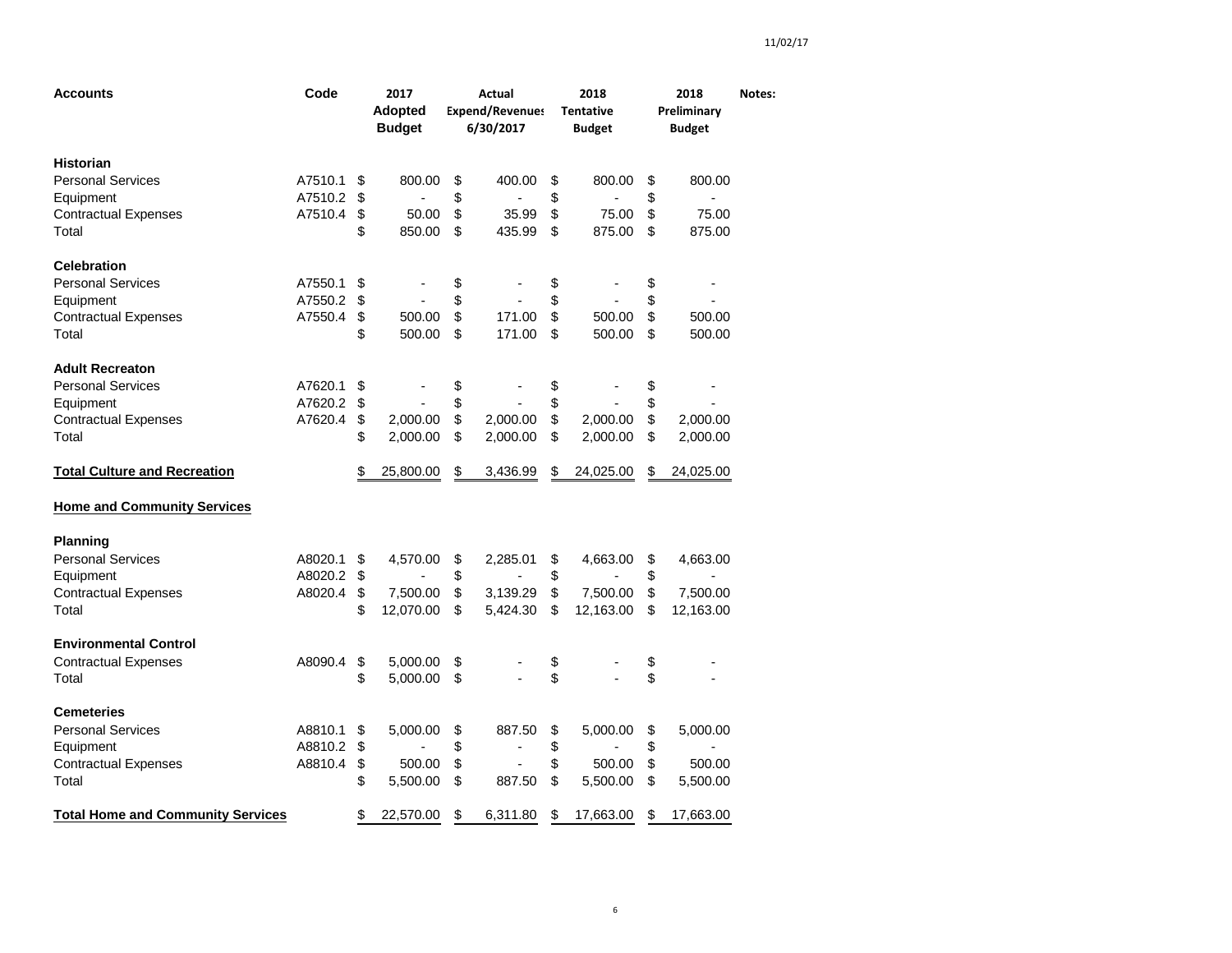| Accounts | Code | 2017 Adopted Budget | Actual Expend/Revenues 6/30/2017 | 2018 Tentative Budget | 2018 Preliminary Budget | Notes: |
|---|---|---|---|---|---|---|
| **Historian** | | | | | | |
| Personal Services | A7510.1 | $ 800.00 | $ 400.00 | $ 800.00 | $ 800.00 | |
| Equipment | A7510.2 | $ - | $ - | $ - | $ - | |
| Contractual Expenses | A7510.4 | $ 50.00 | $ 35.99 | $ 75.00 | $ 75.00 | |
| Total | | $ 850.00 | $ 435.99 | $ 875.00 | $ 875.00 | |
| **Celebration** | | | | | | |
| Personal Services | A7550.1 | $ - | $ - | $ - | $ - | |
| Equipment | A7550.2 | $ - | $ - | $ - | $ - | |
| Contractual Expenses | A7550.4 | $ 500.00 | $ 171.00 | $ 500.00 | $ 500.00 | |
| Total | | $ 500.00 | $ 171.00 | $ 500.00 | $ 500.00 | |
| **Adult Recreaton** | | | | | | |
| Personal Services | A7620.1 | $ - | $ - | $ - | $ - | |
| Equipment | A7620.2 | $ - | $ - | $ - | $ - | |
| Contractual Expenses | A7620.4 | $ 2,000.00 | $ 2,000.00 | $ 2,000.00 | $ 2,000.00 | |
| Total | | $ 2,000.00 | $ 2,000.00 | $ 2,000.00 | $ 2,000.00 | |
| **Total Culture and Recreation** | | $ 25,800.00 | $ 3,436.99 | $ 24,025.00 | $ 24,025.00 | |
| **Home and Community Services** | | | | | | |
| **Planning** | | | | | | |
| Personal Services | A8020.1 | $ 4,570.00 | $ 2,285.01 | $ 4,663.00 | $ 4,663.00 | |
| Equipment | A8020.2 | $ - | $ - | $ - | $ - | |
| Contractual Expenses | A8020.4 | $ 7,500.00 | $ 3,139.29 | $ 7,500.00 | $ 7,500.00 | |
| Total | | $ 12,070.00 | $ 5,424.30 | $ 12,163.00 | $ 12,163.00 | |
| **Environmental Control** | | | | | | |
| Contractual Expenses | A8090.4 | $ 5,000.00 | $ - | $ - | $ - | |
| Total | | $ 5,000.00 | $ - | $ - | $ - | |
| **Cemeteries** | | | | | | |
| Personal Services | A8810.1 | $ 5,000.00 | $ 887.50 | $ 5,000.00 | $ 5,000.00 | |
| Equipment | A8810.2 | $ - | $ - | $ - | $ - | |
| Contractual Expenses | A8810.4 | $ 500.00 | $ - | $ 500.00 | $ 500.00 | |
| Total | | $ 5,500.00 | $ 887.50 | $ 5,500.00 | $ 5,500.00 | |
| **Total Home and Community Services** | | $ 22,570.00 | $ 6,311.80 | $ 17,663.00 | $ 17,663.00 | |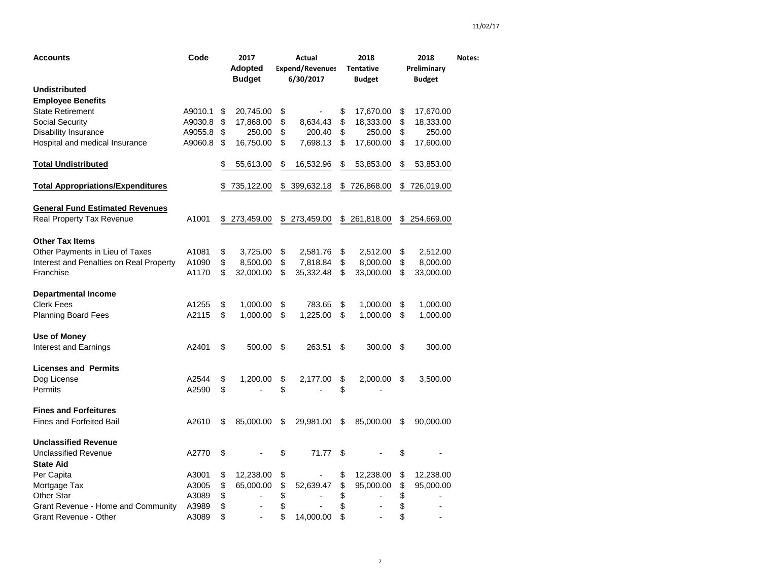| Accounts | Code | 2017 Adopted Budget | Actual Expend/Revenues 6/30/2017 | 2018 Tentative Budget | 2018 Preliminary Budget | Notes: |
|---|---|---|---|---|---|---|
| **Undistributed** | | | | | | |
| **Employee Benefits** | | | | | | |
| State Retirement | A9010.1 | $ 20,745.00 | $ - | $ 17,670.00 | $ 17,670.00 | |
| Social Security | A9030.8 | $ 17,868.00 | $ 8,634.43 | $ 18,333.00 | $ 18,333.00 | |
| Disability Insurance | A9055.8 | $ 250.00 | $ 200.40 | $ 250.00 | $ 250.00 | |
| Hospital and medical Insurance | A9060.8 | $ 16,750.00 | $ 7,698.13 | $ 17,600.00 | $ 17,600.00 | |
| **Total Undistributed** | | $ 55,613.00 | $ 16,532.96 | $ 53,853.00 | $ 53,853.00 | |
| **Total Appropriations/Expenditures** | | $ 735,122.00 | $ 399,632.18 | $ 726,868.00 | $ 726,019.00 | |
| **General Fund Estimated Revenues** | | | | | | |
| Real Property Tax Revenue | A1001 | $ 273,459.00 | $ 273,459.00 | $ 261,818.00 | $ 254,669.00 | |
| **Other Tax Items** | | | | | | |
| Other Payments in Lieu of Taxes | A1081 | $ 3,725.00 | $ 2,581.76 | $ 2,512.00 | $ 2,512.00 | |
| Interest and Penalties on Real Property | A1090 | $ 8,500.00 | $ 7,818.84 | $ 8,000.00 | $ 8,000.00 | |
| Franchise | A1170 | $ 32,000.00 | $ 35,332.48 | $ 33,000.00 | $ 33,000.00 | |
| **Departmental Income** | | | | | | |
| Clerk Fees | A1255 | $ 1,000.00 | $ 783.65 | $ 1,000.00 | $ 1,000.00 | |
| Planning Board Fees | A2115 | $ 1,000.00 | $ 1,225.00 | $ 1,000.00 | $ 1,000.00 | |
| **Use of Money** | | | | | | |
| Interest and Earnings | A2401 | $ 500.00 | $ 263.51 | $ 300.00 | $ 300.00 | |
| **Licenses and Permits** | | | | | | |
| Dog License | A2544 | $ 1,200.00 | $ 2,177.00 | $ 2,000.00 | $ 3,500.00 | |
| Permits | A2590 | $ - | $ - | $ - | | |
| **Fines and Forfeitures** | | | | | | |
| Fines and Forfeited Bail | A2610 | $ 85,000.00 | $ 29,981.00 | $ 85,000.00 | $ 90,000.00 | |
| **Unclassified Revenue** | | | | | | |
| Unclassified Revenue | A2770 | $ - | $ 71.77 | $ - | $ - | |
| **State Aid** | | | | | | |
| Per Capita | A3001 | $ 12,238.00 | $ - | $ 12,238.00 | $ 12,238.00 | |
| Mortgage Tax | A3005 | $ 65,000.00 | $ 52,639.47 | $ 95,000.00 | $ 95,000.00 | |
| Other Star | A3089 | $ - | $ - | $ - | $ - | |
| Grant Revenue - Home and Community | A3989 | $ - | $ - | $ - | $ - | |
| Grant Revenue - Other | A3089 | $ - | $ 14,000.00 | $ - | $ - | |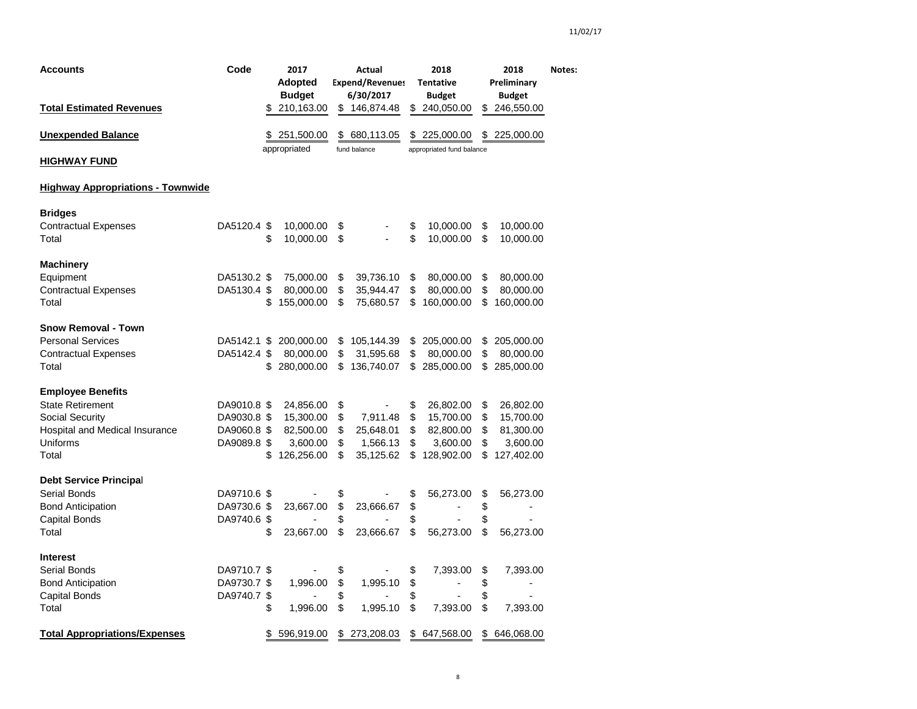| Accounts | Code | 2017 Adopted Budget | Actual Expend/Revenues 6/30/2017 | 2018 Tentative Budget | 2018 Preliminary Budget | Notes: |
|---|---|---|---|---|---|---|
| **Total Estimated Revenues** | | $ 210,163.00 | $ 146,874.48 | $ 240,050.00 | $ 246,550.00 | |
| **Unexpended Balance** | | $ 251,500.00 | $ 680,113.05 | $ 225,000.00 | $ 225,000.00 | |
| | | appropriated | fund balance | appropriated fund balance | | |
| **HIGHWAY FUND** | | | | | | |
| **Highway Appropriations - Townwide** | | | | | | |
| **Bridges** | | | | | | |
| Contractual Expenses | DA5120.4 | $ 10,000.00 | $ - | $ 10,000.00 | $ 10,000.00 | |
| Total | | $ 10,000.00 | $ - | $ 10,000.00 | $ 10,000.00 | |
| **Machinery** | | | | | | |
| Equipment | DA5130.2 | $ 75,000.00 | $ 39,736.10 | $ 80,000.00 | $ 80,000.00 | |
| Contractual Expenses | DA5130.4 | $ 80,000.00 | $ 35,944.47 | $ 80,000.00 | $ 80,000.00 | |
| Total | | $ 155,000.00 | $ 75,680.57 | $ 160,000.00 | $ 160,000.00 | |
| **Snow Removal - Town** | | | | | | |
| Personal Services | DA5142.1 | $ 200,000.00 | $ 105,144.39 | $ 205,000.00 | $ 205,000.00 | |
| Contractual Expenses | DA5142.4 | $ 80,000.00 | $ 31,595.68 | $ 80,000.00 | $ 80,000.00 | |
| Total | | $ 280,000.00 | $ 136,740.07 | $ 285,000.00 | $ 285,000.00 | |
| **Employee Benefits** | | | | | | |
| State Retirement | DA9010.8 | $ 24,856.00 | $ - | $ 26,802.00 | $ 26,802.00 | |
| Social Security | DA9030.8 | $ 15,300.00 | $ 7,911.48 | $ 15,700.00 | $ 15,700.00 | |
| Hospital and Medical Insurance | DA9060.8 | $ 82,500.00 | $ 25,648.01 | $ 82,800.00 | $ 81,300.00 | |
| Uniforms | DA9089.8 | $ 3,600.00 | $ 1,566.13 | $ 3,600.00 | $ 3,600.00 | |
| Total | | $ 126,256.00 | $ 35,125.62 | $ 128,902.00 | $ 127,402.00 | |
| **Debt Service Principal** | | | | | | |
| Serial Bonds | DA9710.6 | $ - | $ - | $ 56,273.00 | $ 56,273.00 | |
| Bond Anticipation | DA9730.6 | $ 23,667.00 | $ 23,666.67 | $ - | $ - | |
| Capital Bonds | DA9740.6 | $ - | $ - | $ - | $ - | |
| Total | | $ 23,667.00 | $ 23,666.67 | $ 56,273.00 | $ 56,273.00 | |
| **Interest** | | | | | | |
| Serial Bonds | DA9710.7 | $ - | $ - | $ 7,393.00 | $ 7,393.00 | |
| Bond Anticipation | DA9730.7 | $ 1,996.00 | $ 1,995.10 | $ - | $ - | |
| Capital Bonds | DA9740.7 | $ - | $ - | $ - | $ - | |
| Total | | $ 1,996.00 | $ 1,995.10 | $ 7,393.00 | $ 7,393.00 | |
| **Total Appropriations/Expenses** | | $ 596,919.00 | $ 273,208.03 | $ 647,568.00 | $ 646,068.00 | |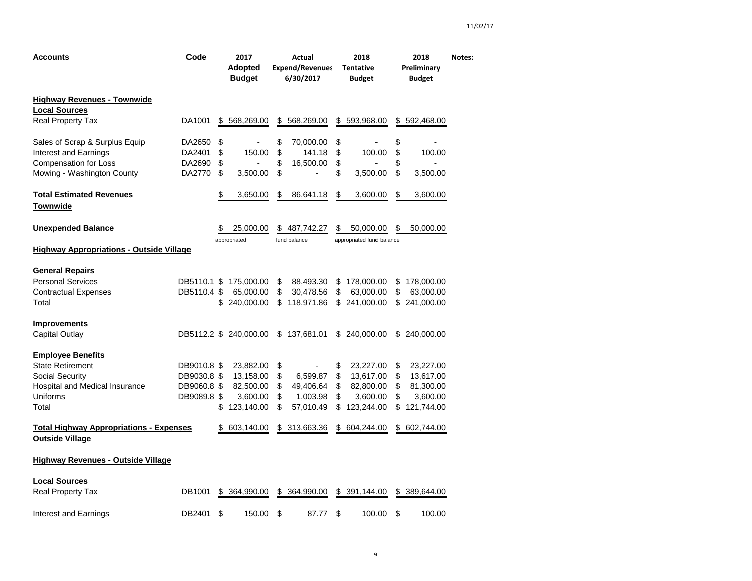| Accounts | Code | 2017 Adopted Budget | Actual Expend/Revenues 6/30/2017 | 2018 Tentative Budget | 2018 Preliminary Budget | Notes: |
|---|---|---|---|---|---|---|
| **Highway Revenues - Townwide** | | | | | | |
| **Local Sources** | | | | | | |
| Real Property Tax | DA1001 | $ 568,269.00 | $ 568,269.00 | $ 593,968.00 | $ 592,468.00 | |
| Sales of Scrap & Surplus Equip | DA2650 | $ - | $ 70,000.00 | $ - | $ - | |
| Interest and Earnings | DA2401 | $ 150.00 | $ 141.18 | $ 100.00 | $ 100.00 | |
| Compensation for Loss | DA2690 | $ - | $ 16,500.00 | $ - | $ - | |
| Mowing - Washington County | DA2770 | $ 3,500.00 | $ - | $ 3,500.00 | $ 3,500.00 | |
| **Total Estimated Revenues Townwide** | | $ 3,650.00 | $ 86,641.18 | $ 3,600.00 | $ 3,600.00 | |
| **Unexpended Balance** | | $ 25,000.00 appropriated | $ 487,742.27 fund balance | $ 50,000.00 appropriated fund balance | $ 50,000.00 | |
| **Highway Appropriations - Outside Village** | | | | | | |
| **General Repairs** | | | | | | |
| Personal Services | DB5110.1 | $ 175,000.00 | $ 88,493.30 | $ 178,000.00 | $ 178,000.00 | |
| Contractual Expenses | DB5110.4 | $ 65,000.00 | $ 30,478.56 | $ 63,000.00 | $ 63,000.00 | |
| Total | | $ 240,000.00 | $ 118,971.86 | $ 241,000.00 | $ 241,000.00 | |
| **Improvements** | | | | | | |
| Capital Outlay | DB5112.2 | $ 240,000.00 | $ 137,681.01 | $ 240,000.00 | $ 240,000.00 | |
| **Employee Benefits** | | | | | | |
| State Retirement | DB9010.8 | $ 23,882.00 | $ - | $ 23,227.00 | $ 23,227.00 | |
| Social Security | DB9030.8 | $ 13,158.00 | $ 6,599.87 | $ 13,617.00 | $ 13,617.00 | |
| Hospital and Medical Insurance | DB9060.8 | $ 82,500.00 | $ 49,406.64 | $ 82,800.00 | $ 81,300.00 | |
| Uniforms | DB9089.8 | $ 3,600.00 | $ 1,003.98 | $ 3,600.00 | $ 3,600.00 | |
| Total | | $ 123,140.00 | $ 57,010.49 | $ 123,244.00 | $ 121,744.00 | |
| **Total Highway Appropriations - Expenses Outside Village** | | $ 603,140.00 | $ 313,663.36 | $ 604,244.00 | $ 602,744.00 | |
| **Highway Revenues - Outside Village** | | | | | | |
| **Local Sources** | | | | | | |
| Real Property Tax | DB1001 | $ 364,990.00 | $ 364,990.00 | $ 391,144.00 | $ 389,644.00 | |
| Interest and Earnings | DB2401 | $ 150.00 | $ 87.77 | $ 100.00 | $ 100.00 | |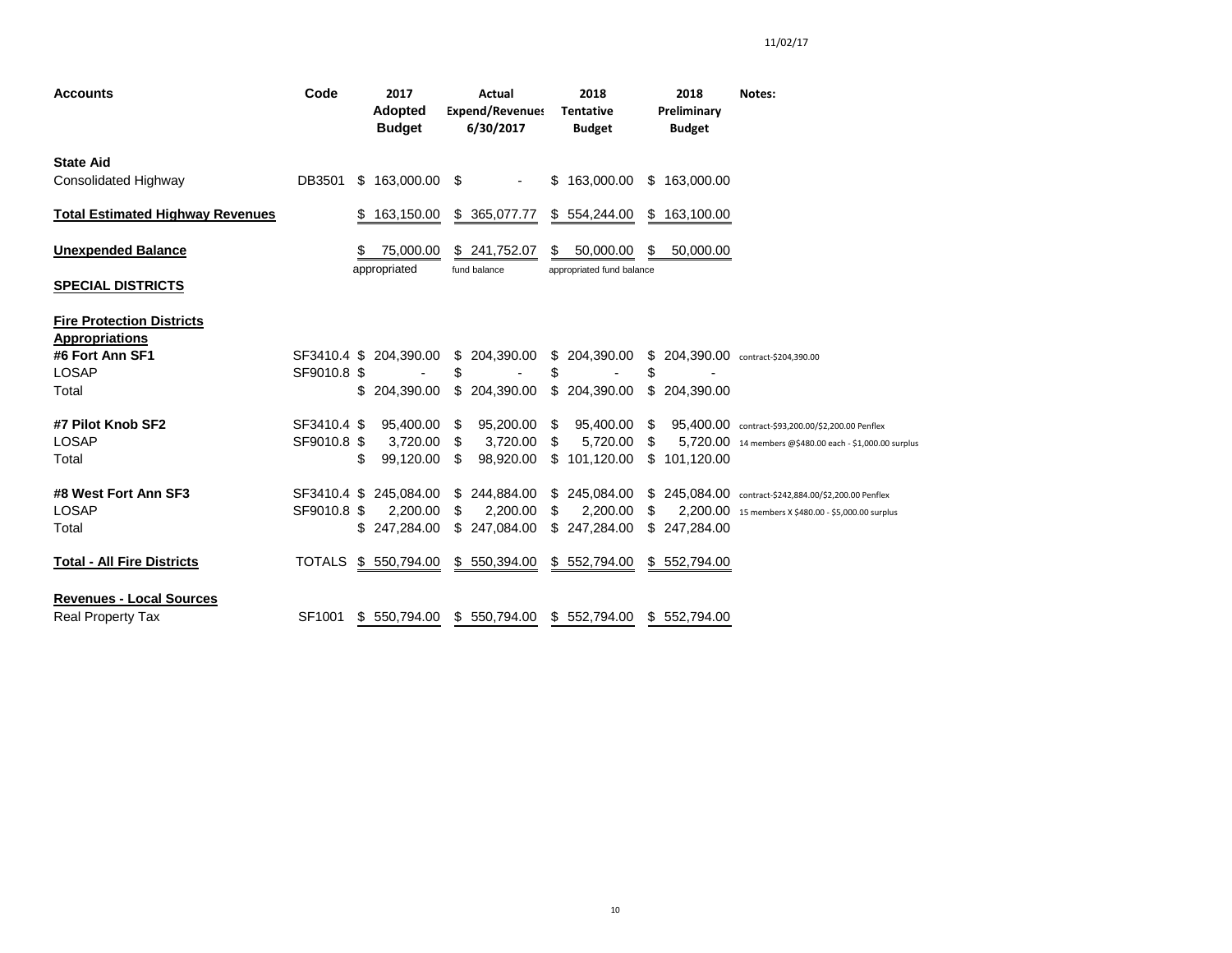11/02/17

| Accounts | Code | 2017 Adopted Budget | Actual Expend/Revenues 6/30/2017 | 2018 Tentative Budget | 2018 Preliminary Budget | Notes: |
|---|---|---|---|---|---|---|
| **State Aid** | | | | | | |
| Consolidated Highway | DB3501 | $ 163,000.00 | $ - | $ 163,000.00 | $ 163,000.00 | |
| **Total Estimated Highway Revenues** | | $ 163,150.00 | $ 365,077.77 | $ 554,244.00 | $ 163,100.00 | |
| **Unexpended Balance** | | $ 75,000.00 appropriated | $ 241,752.07 fund balance | $ 50,000.00 appropriated fund balance | $ 50,000.00 | |
| **SPECIAL DISTRICTS** | | | | | | |
| **Fire Protection Districts** | | | | | | |
| **Appropriations** | | | | | | |
| **#6 Fort Ann SF1** | SF3410.4 | $ 204,390.00 | $ 204,390.00 | $ 204,390.00 | $ 204,390.00 | contract-$204,390.00 |
| LOSAP | SF9010.8 | $ - | $ - | $ - | $ - | |
| Total | | $ 204,390.00 | $ 204,390.00 | $ 204,390.00 | $ 204,390.00 | |
| **#7 Pilot Knob SF2** | SF3410.4 | $ 95,400.00 | $ 95,200.00 | $ 95,400.00 | $ 95,400.00 | contract-$93,200.00/$2,200.00 Penflex |
| LOSAP | SF9010.8 | $ 3,720.00 | $ 3,720.00 | $ 5,720.00 | $ 5,720.00 | 14 members @$480.00 each - $1,000.00 surplus |
| Total | | $ 99,120.00 | $ 98,920.00 | $ 101,120.00 | $ 101,120.00 | |
| **#8 West Fort Ann SF3** | SF3410.4 | $ 245,084.00 | $ 244,884.00 | $ 245,084.00 | $ 245,084.00 | contract-$242,884.00/$2,200.00 Penflex |
| LOSAP | SF9010.8 | $ 2,200.00 | $ 2,200.00 | $ 2,200.00 | $ 2,200.00 | 15 members X $480.00 - $5,000.00 surplus |
| Total | | $ 247,284.00 | $ 247,084.00 | $ 247,284.00 | $ 247,284.00 | |
| **Total - All Fire Districts** | TOTALS | $ 550,794.00 | $ 550,394.00 | $ 552,794.00 | $ 552,794.00 | |
| **Revenues - Local Sources** | | | | | | |
| Real Property Tax | SF1001 | $ 550,794.00 | $ 550,794.00 | $ 552,794.00 | $ 552,794.00 | |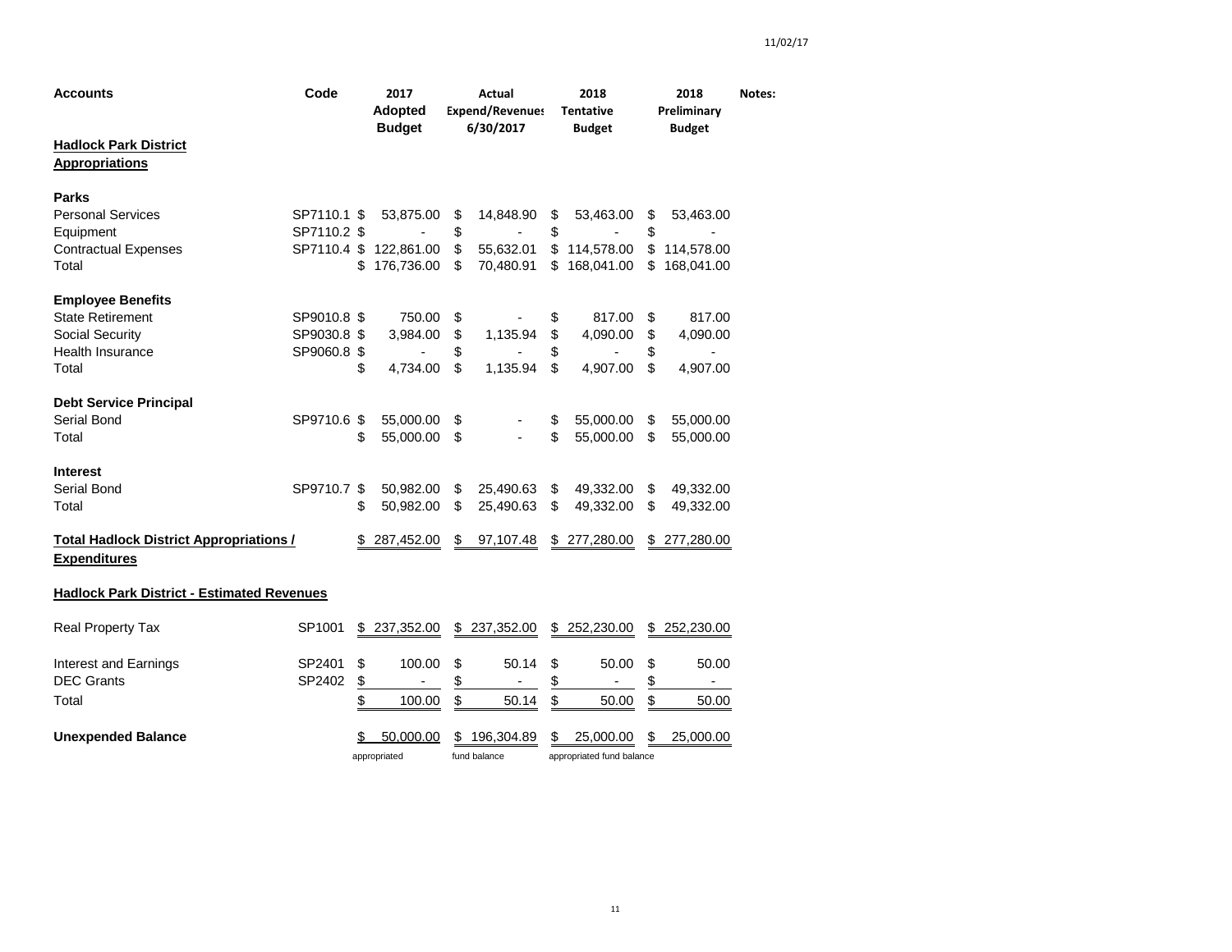| Accounts | Code | 2017 Adopted Budget | Actual Expend/Revenues 6/30/2017 | 2018 Tentative Budget | 2018 Preliminary Budget | Notes: |
|---|---|---|---|---|---|---|
| **Hadlock Park District** | | | | | | |
| **Appropriations** | | | | | | |
| | | | | | | |
| **Parks** | | | | | | |
| Personal Services | SP7110.1 | $ 53,875.00 | $ 14,848.90 | $ 53,463.00 | $ 53,463.00 | |
| Equipment | SP7110.2 | $ - | $ - | $ - | $ - | |
| Contractual Expenses | SP7110.4 | $ 122,861.00 | $ 55,632.01 | $ 114,578.00 | $ 114,578.00 | |
| Total | | $ 176,736.00 | $ 70,480.91 | $ 168,041.00 | $ 168,041.00 | |
| | | | | | | |
| **Employee Benefits** | | | | | | |
| State Retirement | SP9010.8 | $ 750.00 | $ - | $ 817.00 | $ 817.00 | |
| Social Security | SP9030.8 | $ 3,984.00 | $ 1,135.94 | $ 4,090.00 | $ 4,090.00 | |
| Health Insurance | SP9060.8 | $ - | $ - | $ - | $ - | |
| Total | | $ 4,734.00 | $ 1,135.94 | $ 4,907.00 | $ 4,907.00 | |
| | | | | | | |
| **Debt Service Principal** | | | | | | |
| Serial Bond | SP9710.6 | $ 55,000.00 | $ - | $ 55,000.00 | $ 55,000.00 | |
| Total | | $ 55,000.00 | $ - | $ 55,000.00 | $ 55,000.00 | |
| | | | | | | |
| **Interest** | | | | | | |
| Serial Bond | SP9710.7 | $ 50,982.00 | $ 25,490.63 | $ 49,332.00 | $ 49,332.00 | |
| Total | | $ 50,982.00 | $ 25,490.63 | $ 49,332.00 | $ 49,332.00 | |
| | | | | | | |
| **Total Hadlock District Appropriations / Expenditures** | | $ 287,452.00 | $ 97,107.48 | $ 277,280.00 | $ 277,280.00 | |
| | | | | | | |
| **Hadlock Park District - Estimated Revenues** | | | | | | |
| | | | | | | |
| Real Property Tax | SP1001 | $ 237,352.00 | $ 237,352.00 | $ 252,230.00 | $ 252,230.00 | |
| | | | | | | |
| Interest and Earnings | SP2401 | $ 100.00 | $ 50.14 | $ 50.00 | $ 50.00 | |
| DEC Grants | SP2402 | $ - | $ - | $ - | $ - | |
| Total | | $ 100.00 | $ 50.14 | $ 50.00 | $ 50.00 | |
| | | | | | | |
| **Unexpended Balance** | | $ 50,000.00 | $ 196,304.89 | $ 25,000.00 | $ 25,000.00 | |
| | | appropriated | fund balance | appropriated fund balance | | |